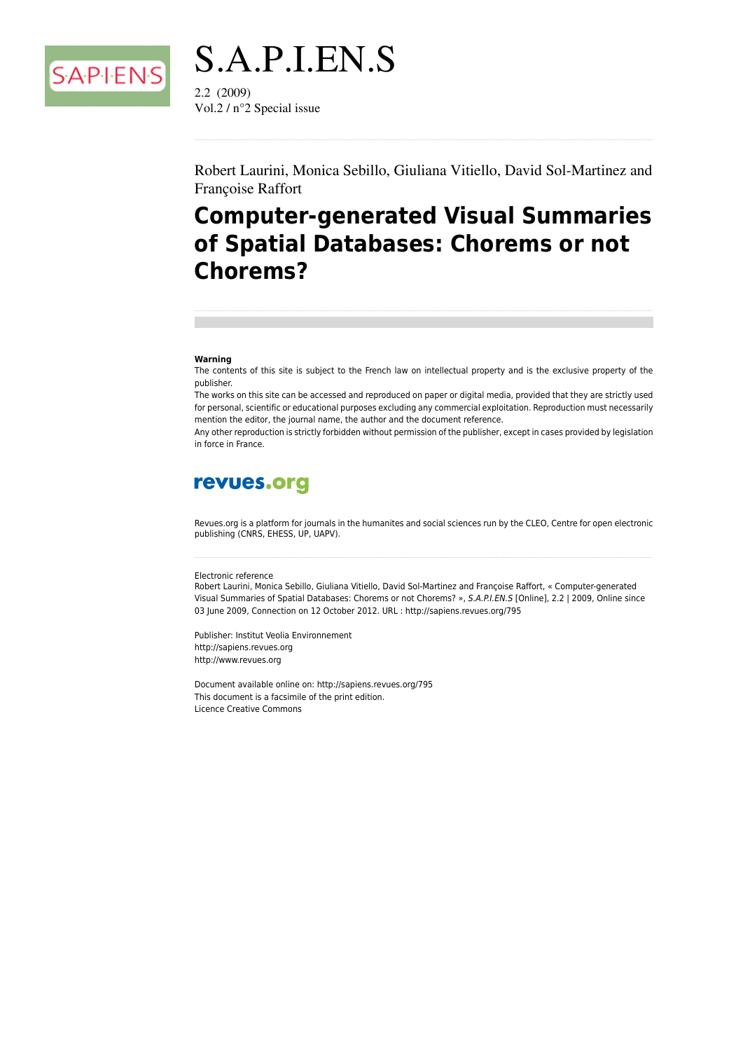# S.A.P.I.EN.S

2.2 (2009)
Vol.2 / n°2 Special issue

Robert Laurini, Monica Sebillo, Giuliana Vitiello, David Sol-Martinez and Françoise Raffort

# Computer-generated Visual Summaries of Spatial Databases: Chorems or not Chorems?

**Warning**
The contents of this site is subject to the French law on intellectual property and is the exclusive property of the publisher.
The works on this site can be accessed and reproduced on paper or digital media, provided that they are strictly used for personal, scientific or educational purposes excluding any commercial exploitation. Reproduction must necessarily mention the editor, the journal name, the author and the document reference.
Any other reproduction is strictly forbidden without permission of the publisher, except in cases provided by legislation in force in France.

**revues.org**

Revues.org is a platform for journals in the humanites and social sciences run by the CLEO, Centre for open electronic publishing (CNRS, EHESS, UP, UAPV).

Electronic reference
Robert Laurini, Monica Sebillo, Giuliana Vitiello, David Sol-Martinez and Françoise Raffort, « Computer-generated Visual Summaries of Spatial Databases: Chorems or not Chorems? », *S.A.P.I.EN.S* [Online], 2.2 | 2009, Online since 03 June 2009, Connection on 12 October 2012. URL : http://sapiens.revues.org/795

Publisher: Institut Veolia Environnement
http://sapiens.revues.org
http://www.revues.org

Document available online on: http://sapiens.revues.org/795
This document is a facsimile of the print edition.
Licence Creative Commons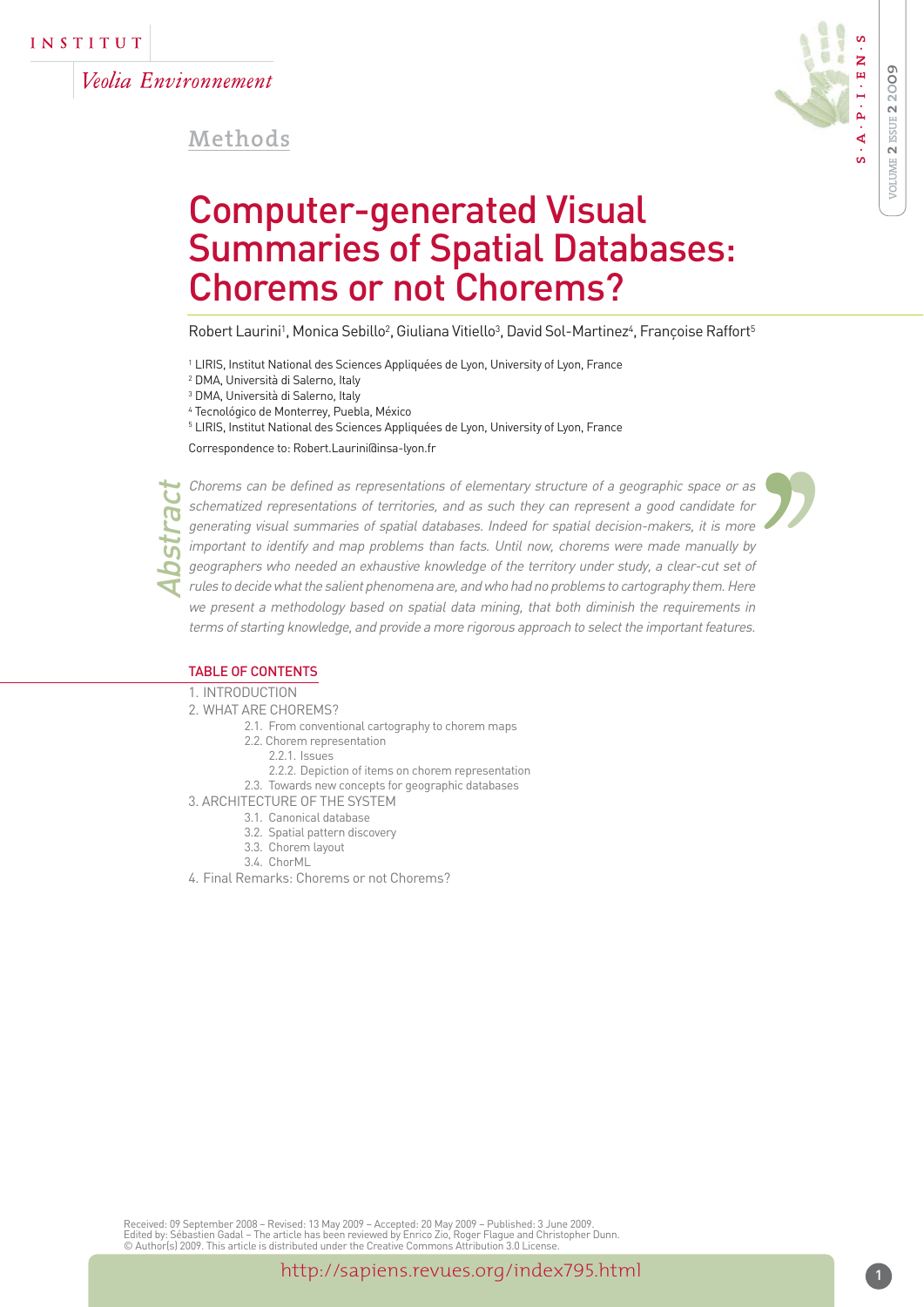Methods

# Computer-generated Visual Summaries of Spatial Databases: Chorems or not Chorems?

Robert Laurini[1], Monica Sebillo[2], Giuliana Vitiello[3], David Sol-Martinez[4], Françoise Raffort[5]

[1] LIRIS, Institut National des Sciences Appliquées de Lyon, University of Lyon, France
[2] DMA, Università di Salerno, Italy
[3] DMA, Università di Salerno, Italy
[4] Tecnológico de Monterrey, Puebla, México
[5] LIRIS, Institut National des Sciences Appliquées de Lyon, University of Lyon, France

Correspondence to: Robert.Laurini@insa-lyon.fr

## Abstract

*Chorems can be defined as representations of elementary structure of a geographic space or as schematized representations of territories, and as such they can represent a good candidate for generating visual summaries of spatial databases. Indeed for spatial decision-makers, it is more important to identify and map problems than facts. Until now, chorems were made manually by geographers who needed an exhaustive knowledge of the territory under study, a clear-cut set of rules to decide what the salient phenomena are, and who had no problems to cartography them. Here we present a methodology based on spatial data mining, that both diminish the requirements in terms of starting knowledge, and provide a more rigorous approach to select the important features.*

## TABLE OF CONTENTS

1. INTRODUCTION
2. WHAT ARE CHOREMS?
   - 2.1. From conventional cartography to chorem maps
   - 2.2. Chorem representation
     - 2.2.1. Issues
     - 2.2.2. Depiction of items on chorem representation
   - 2.3. Towards new concepts for geographic databases
3. ARCHITECTURE OF THE SYSTEM
   - 3.1. Canonical database
   - 3.2. Spatial pattern discovery
   - 3.3. Chorem layout
   - 3.4. ChorML
4. Final Remarks: Chorems or not Chorems?

Received: 09 September 2008 – Revised: 13 May 2009 – Accepted: 20 May 2009 – Published: 3 June 2009.
Edited by: Sébastien Gadal – The article has been reviewed by Enrico Zio, Roger Flague and Christopher Dunn.
© Author(s) 2009. This article is distributed under the Creative Commons Attribution 3.0 License.

http://sapiens.revues.org/index795.html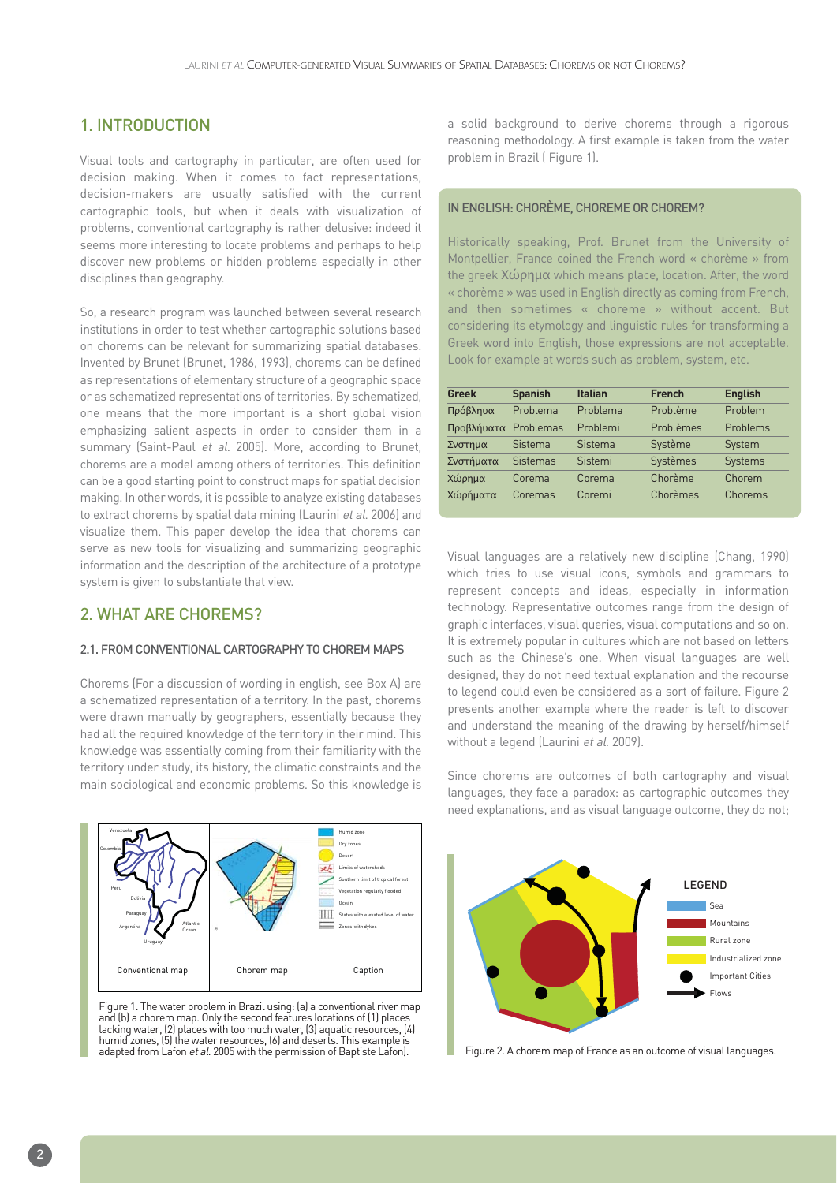## 1. INTRODUCTION

Visual tools and cartography in particular, are often used for decision making. When it comes to fact representations, decision-makers are usually satisfied with the current cartographic tools, but when it deals with visualization of problems, conventional cartography is rather delusive: indeed it seems more interesting to locate problems and perhaps to help discover new problems or hidden problems especially in other disciplines than geography.

So, a research program was launched between several research institutions in order to test whether cartographic solutions based on chorems can be relevant for summarizing spatial databases. Invented by Brunet (Brunet, 1986, 1993), chorems can be defined as representations of elementary structure of a geographic space or as schematized representations of territories. By schematized, one means that the more important is a short global vision emphasizing salient aspects in order to consider them in a summary (Saint-Paul *et al.* 2005). More, according to Brunet, chorems are a model among others of territories. This definition can be a good starting point to construct maps for spatial decision making. In other words, it is possible to analyze existing databases to extract chorems by spatial data mining (Laurini *et al.* 2006) and visualize them. This paper develop the idea that chorems can serve as new tools for visualizing and summarizing geographic information and the description of the architecture of a prototype system is given to substantiate that view.

## 2. WHAT ARE CHOREMS?

### 2.1. FROM CONVENTIONAL CARTOGRAPHY TO CHOREM MAPS

Chorems (For a discussion of wording in english, see Box A) are a schematized representation of a territory. In the past, chorems were drawn manually by geographers, essentially because they had all the required knowledge of the territory in their mind. This knowledge was essentially coming from their familiarity with the territory under study, its history, the climatic constraints and the main sociological and economic problems. So this knowledge is a solid background to derive chorems through a rigorous reasoning methodology. A first example is taken from the water problem in Brazil ( Figure 1).

Figure 1. The water problem in Brazil using: (a) a conventional river map and (b) a chorem map. Only the second features locations of (1) places lacking water, (2) places with too much water, (3) aquatic resources, (4) humid zones, (5) the water resources, (6) and deserts. This example is adapted from Lafon *et al.* 2005 with the permission of Baptiste Lafon).

### IN ENGLISH: CHORÈME, CHOREME OR CHOREM?

Historically speaking, Prof. Brunet from the University of Montpellier, France coined the French word « chorème » from the greek Χώρημα which means place, location. After, the word « chorème » was used in English directly as coming from French, and then sometimes « choreme » without accent. But considering its etymology and linguistic rules for transforming a Greek word into English, those expressions are not acceptable. Look for example at words such as problem, system, etc.

| Greek | Spanish | Italian | French | English |
|---|---|---|---|---|
| Πρόβλημα | Problema | Problema | Problème | Problem |
| Προβλήματα | Problemas | Problemi | Problèmes | Problems |
| Συστημα | Sistema | Sistema | Système | System |
| Συστήματα | Sistemas | Sistemi | Systèmes | Systems |
| Χώρημα | Corema | Corema | Chorème | Chorem |
| Χώρήματα | Coremas | Coremi | Chorèmes | Chorems |

Visual languages are a relatively new discipline (Chang, 1990) which tries to use visual icons, symbols and grammars to represent concepts and ideas, especially in information technology. Representative outcomes range from the design of graphic interfaces, visual queries, visual computations and so on. It is extremely popular in cultures which are not based on letters such as the Chinese's one. When visual languages are well designed, they do not need textual explanation and the recourse to legend could even be considered as a sort of failure. Figure 2 presents another example where the reader is left to discover and understand the meaning of the drawing by herself/himself without a legend (Laurini *et al.* 2009).

Since chorems are outcomes of both cartography and visual languages, they face a paradox: as cartographic outcomes they need explanations, and as visual language outcome, they do not;

Figure 2. A chorem map of France as an outcome of visual languages.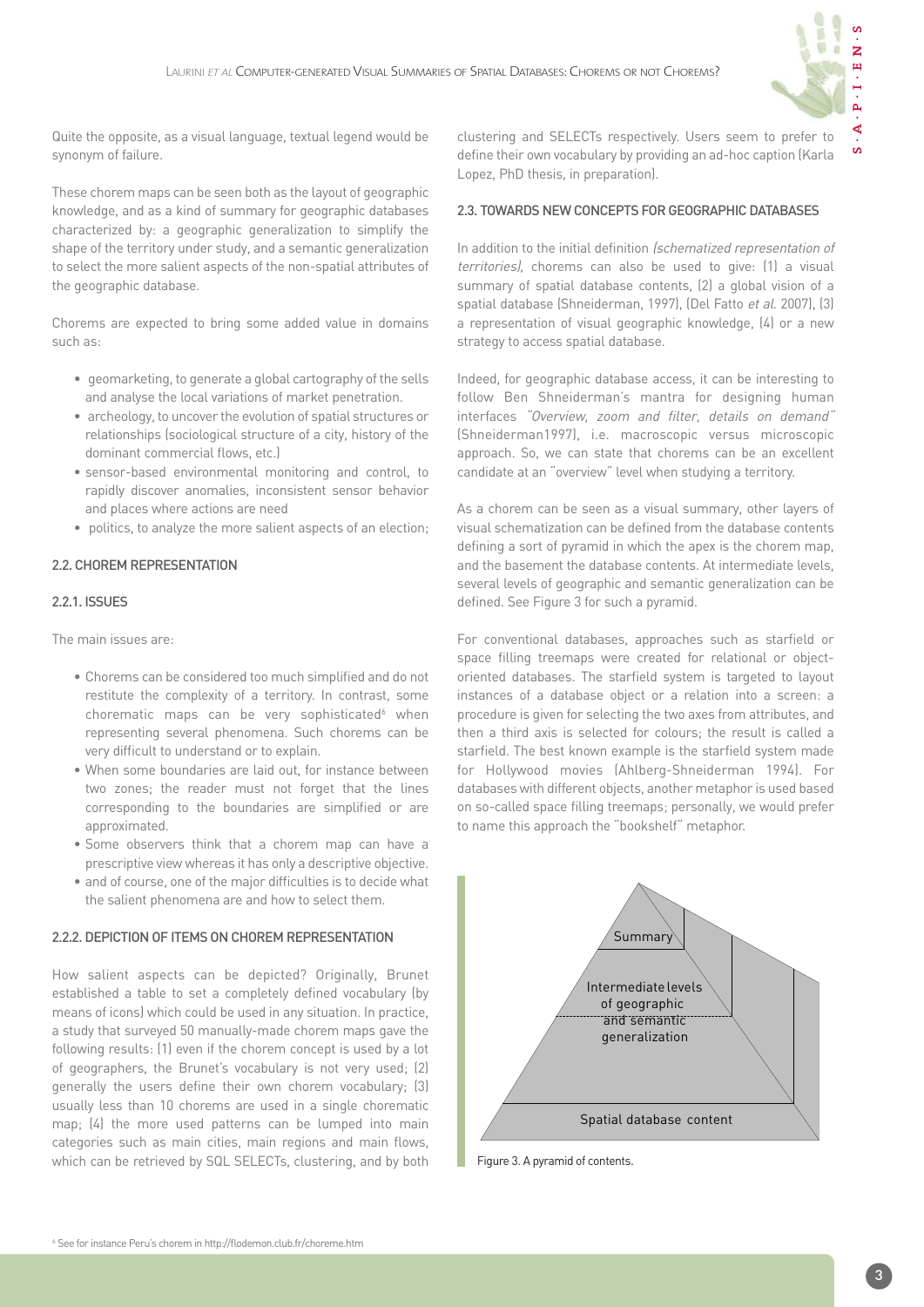Quite the opposite, as a visual language, textual legend would be synonym of failure.

These chorem maps can be seen both as the layout of geographic knowledge, and as a kind of summary for geographic databases characterized by: a geographic generalization to simplify the shape of the territory under study, and a semantic generalization to select the more salient aspects of the non-spatial attributes of the geographic database.

Chorems are expected to bring some added value in domains such as:

- geomarketing, to generate a global cartography of the sells and analyse the local variations of market penetration.
- archeology, to uncover the evolution of spatial structures or relationships (sociological structure of a city, history of the dominant commercial flows, etc.)
- sensor-based environmental monitoring and control, to rapidly discover anomalies, inconsistent sensor behavior and places where actions are need
- politics, to analyze the more salient aspects of an election;

### 2.2. CHOREM REPRESENTATION

#### 2.2.1. ISSUES

The main issues are:

- Chorems can be considered too much simplified and do not restitute the complexity of a territory. In contrast, some chorematic maps can be very sophisticated[6] when representing several phenomena. Such chorems can be very difficult to understand or to explain.
- When some boundaries are laid out, for instance between two zones; the reader must not forget that the lines corresponding to the boundaries are simplified or are approximated.
- Some observers think that a chorem map can have a prescriptive view whereas it has only a descriptive objective.
- and of course, one of the major difficulties is to decide what the salient phenomena are and how to select them.

#### 2.2.2. DEPICTION OF ITEMS ON CHOREM REPRESENTATION

How salient aspects can be depicted? Originally, Brunet established a table to set a completely defined vocabulary (by means of icons) which could be used in any situation. In practice, a study that surveyed 50 manually-made chorem maps gave the following results: (1) even if the chorem concept is used by a lot of geographers, the Brunet's vocabulary is not very used; (2) generally the users define their own chorem vocabulary; (3) usually less than 10 chorems are used in a single chorematic map; (4) the more used patterns can be lumped into main categories such as main cities, main regions and main flows, which can be retrieved by SQL SELECTs, clustering, and by both clustering and SELECTs respectively. Users seem to prefer to define their own vocabulary by providing an ad-hoc caption (Karla Lopez, PhD thesis, in preparation).

### 2.3. TOWARDS NEW CONCEPTS FOR GEOGRAPHIC DATABASES

In addition to the initial definition *(schematized representation of territories)*, chorems can also be used to give: (1) a visual summary of spatial database contents, (2) a global vision of a spatial database (Shneiderman, 1997), (Del Fatto *et al.* 2007), (3) a representation of visual geographic knowledge, (4) or a new strategy to access spatial database.

Indeed, for geographic database access, it can be interesting to follow Ben Shneiderman's mantra for designing human interfaces *"Overview, zoom and filter, details on demand"* (Shneiderman1997), i.e. macroscopic versus microscopic approach. So, we can state that chorems can be an excellent candidate at an "overview" level when studying a territory.

As a chorem can be seen as a visual summary, other layers of visual schematization can be defined from the database contents defining a sort of pyramid in which the apex is the chorem map, and the basement the database contents. At intermediate levels, several levels of geographic and semantic generalization can be defined. See Figure 3 for such a pyramid.

For conventional databases, approaches such as starfield or space filling treemaps were created for relational or object-oriented databases. The starfield system is targeted to layout instances of a database object or a relation into a screen: a procedure is given for selecting the two axes from attributes, and then a third axis is selected for colours; the result is called a starfield. The best known example is the starfield system made for Hollywood movies (Ahlberg-Shneiderman 1994). For databases with different objects, another metaphor is used based on so-called space filling treemaps; personally, we would prefer to name this approach the "bookshelf" metaphor.

Summary

Intermediate levels of geographic and semantic generalization

Spatial database content

Figure 3. A pyramid of contents.

[6] See for instance Peru's chorem in http://flodemon.club.fr/choreme.htm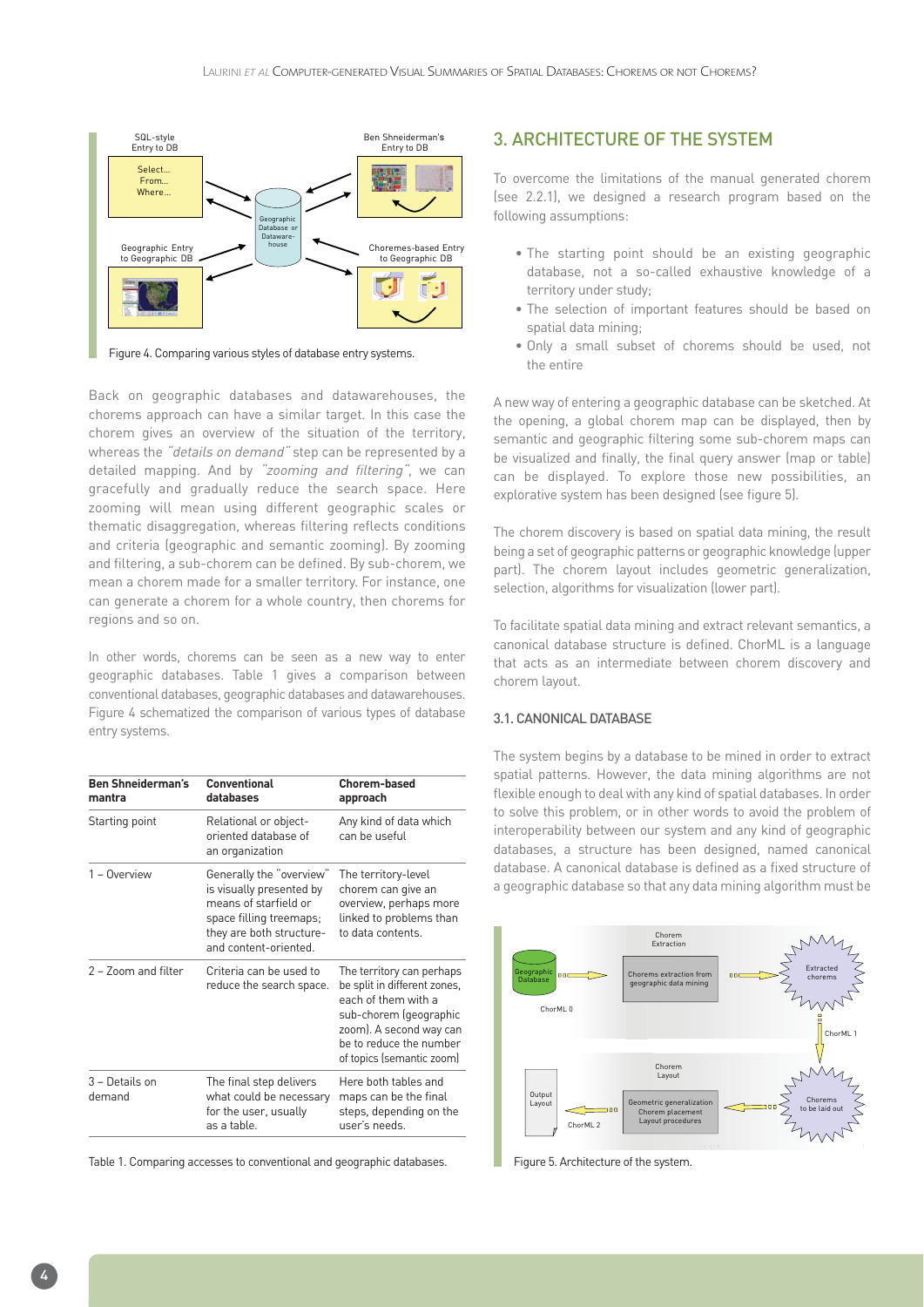SQL-style Entry to DB

Select... From... Where...

Ben Shneiderman's Entry to DB

Geographic Database or Datawarehouse

Geographic Entry to Geographic DB

Choremes-based Entry to Geographic DB

Figure 4. Comparing various styles of database entry systems.

Back on geographic databases and datawarehouses, the chorems approach can have a similar target. In this case the chorem gives an overview of the situation of the territory, whereas the *"details on demand"* step can be represented by a detailed mapping. And by *"zooming and filtering"*, we can gracefully and gradually reduce the search space. Here zooming will mean using different geographic scales or thematic disaggregation, whereas filtering reflects conditions and criteria (geographic and semantic zooming). By zooming and filtering, a sub-chorem can be defined. By sub-chorem, we mean a chorem made for a smaller territory. For instance, one can generate a chorem for a whole country, then chorems for regions and so on.

In other words, chorems can be seen as a new way to enter geographic databases. Table 1 gives a comparison between conventional databases, geographic databases and datawarehouses. Figure 4 schematized the comparison of various types of database entry systems.

| Ben Shneiderman's mantra | Conventional databases | Chorem-based approach |
|---|---|---|
| Starting point | Relational or object-oriented database of an organization | Any kind of data which can be useful |
| 1 – Overview | Generally the "overview" is visually presented by means of starfield or space filling treemaps; they are both structure- and content-oriented. | The territory-level chorem can give an overview, perhaps more linked to problems than to data contents. |
| 2 – Zoom and filter | Criteria can be used to reduce the search space. | The territory can perhaps be split in different zones, each of them with a sub-chorem (geographic zoom). A second way can be to reduce the number of topics (semantic zoom) |
| 3 – Details on demand | The final step delivers what could be necessary for the user, usually as a table. | Here both tables and maps can be the final steps, depending on the user's needs. |

Table 1. Comparing accesses to conventional and geographic databases.

## 3. ARCHITECTURE OF THE SYSTEM

To overcome the limitations of the manual generated chorem (see 2.2.1), we designed a research program based on the following assumptions:

- The starting point should be an existing geographic database, not a so-called exhaustive knowledge of a territory under study;
- The selection of important features should be based on spatial data mining;
- Only a small subset of chorems should be used, not the entire

A new way of entering a geographic database can be sketched. At the opening, a global chorem map can be displayed, then by semantic and geographic filtering some sub-chorem maps can be visualized and finally, the final query answer (map or table) can be displayed. To explore those new possibilities, an explorative system has been designed (see figure 5).

The chorem discovery is based on spatial data mining, the result being a set of geographic patterns or geographic knowledge (upper part). The chorem layout includes geometric generalization, selection, algorithms for visualization (lower part).

To facilitate spatial data mining and extract relevant semantics, a canonical database structure is defined. ChorML is a language that acts as an intermediate between chorem discovery and chorem layout.

### 3.1. CANONICAL DATABASE

The system begins by a database to be mined in order to extract spatial patterns. However, the data mining algorithms are not flexible enough to deal with any kind of spatial databases. In order to solve this problem, or in other words to avoid the problem of interoperability between our system and any kind of geographic databases, a structure has been designed, named canonical database. A canonical database is defined as a fixed structure of a geographic database so that any data mining algorithm must be

Chorem Extraction

Geographic Database

Chorems extraction from geographic data mining

Extracted chorems

ChorML 0

ChorML 1

Chorem Layout

Output Layout

Geometric generalization
Chorem placement
Layout procedures

Chorems to be laid out

ChorML 2

Figure 5. Architecture of the system.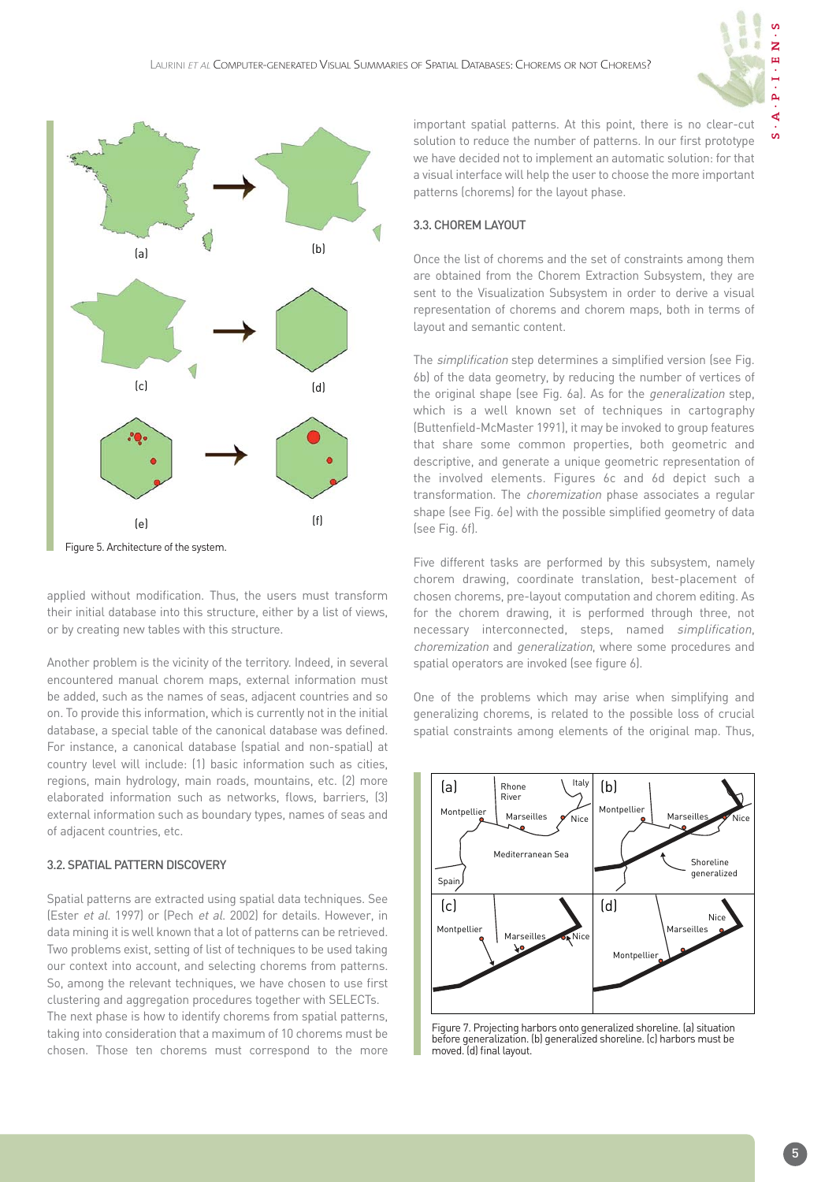Figure 5. Architecture of the system.

applied without modification. Thus, the users must transform their initial database into this structure, either by a list of views, or by creating new tables with this structure.

Another problem is the vicinity of the territory. Indeed, in several encountered manual chorem maps, external information must be added, such as the names of seas, adjacent countries and so on. To provide this information, which is currently not in the initial database, a special table of the canonical database was defined. For instance, a canonical database (spatial and non-spatial) at country level will include: (1) basic information such as cities, regions, main hydrology, main roads, mountains, etc. (2) more elaborated information such as networks, flows, barriers, (3) external information such as boundary types, names of seas and of adjacent countries, etc.

### 3.2. SPATIAL PATTERN DISCOVERY

Spatial patterns are extracted using spatial data techniques. See (Ester *et al.* 1997) or (Pech *et al.* 2002) for details. However, in data mining it is well known that a lot of patterns can be retrieved. Two problems exist, setting of list of techniques to be used taking our context into account, and selecting chorems from patterns. So, among the relevant techniques, we have chosen to use first clustering and aggregation procedures together with SELECTs. The next phase is how to identify chorems from spatial patterns, taking into consideration that a maximum of 10 chorems must be chosen. Those ten chorems must correspond to the more important spatial patterns. At this point, there is no clear-cut solution to reduce the number of patterns. In our first prototype we have decided not to implement an automatic solution: for that a visual interface will help the user to choose the more important patterns (chorems) for the layout phase.

### 3.3. CHOREM LAYOUT

Once the list of chorems and the set of constraints among them are obtained from the Chorem Extraction Subsystem, they are sent to the Visualization Subsystem in order to derive a visual representation of chorems and chorem maps, both in terms of layout and semantic content.

The *simplification* step determines a simplified version (see Fig. 6b) of the data geometry, by reducing the number of vertices of the original shape (see Fig. 6a). As for the *generalization* step, which is a well known set of techniques in cartography (Buttenfield-McMaster 1991), it may be invoked to group features that share some common properties, both geometric and descriptive, and generate a unique geometric representation of the involved elements. Figures 6c and 6d depict such a transformation. The *choremization* phase associates a regular shape (see Fig. 6e) with the possible simplified geometry of data (see Fig. 6f).

Five different tasks are performed by this subsystem, namely chorem drawing, coordinate translation, best-placement of chosen chorems, pre-layout computation and chorem editing. As for the chorem drawing, it is performed through three, not necessary interconnected, steps, named *simplification*, *choremization* and *generalization*, where some procedures and spatial operators are invoked (see figure 6).

One of the problems which may arise when simplifying and generalizing chorems, is related to the possible loss of crucial spatial constraints among elements of the original map. Thus,

Figure 7. Projecting harbors onto generalized shoreline. (a) situation before generalization. (b) generalized shoreline. (c) harbors must be moved. (d) final layout.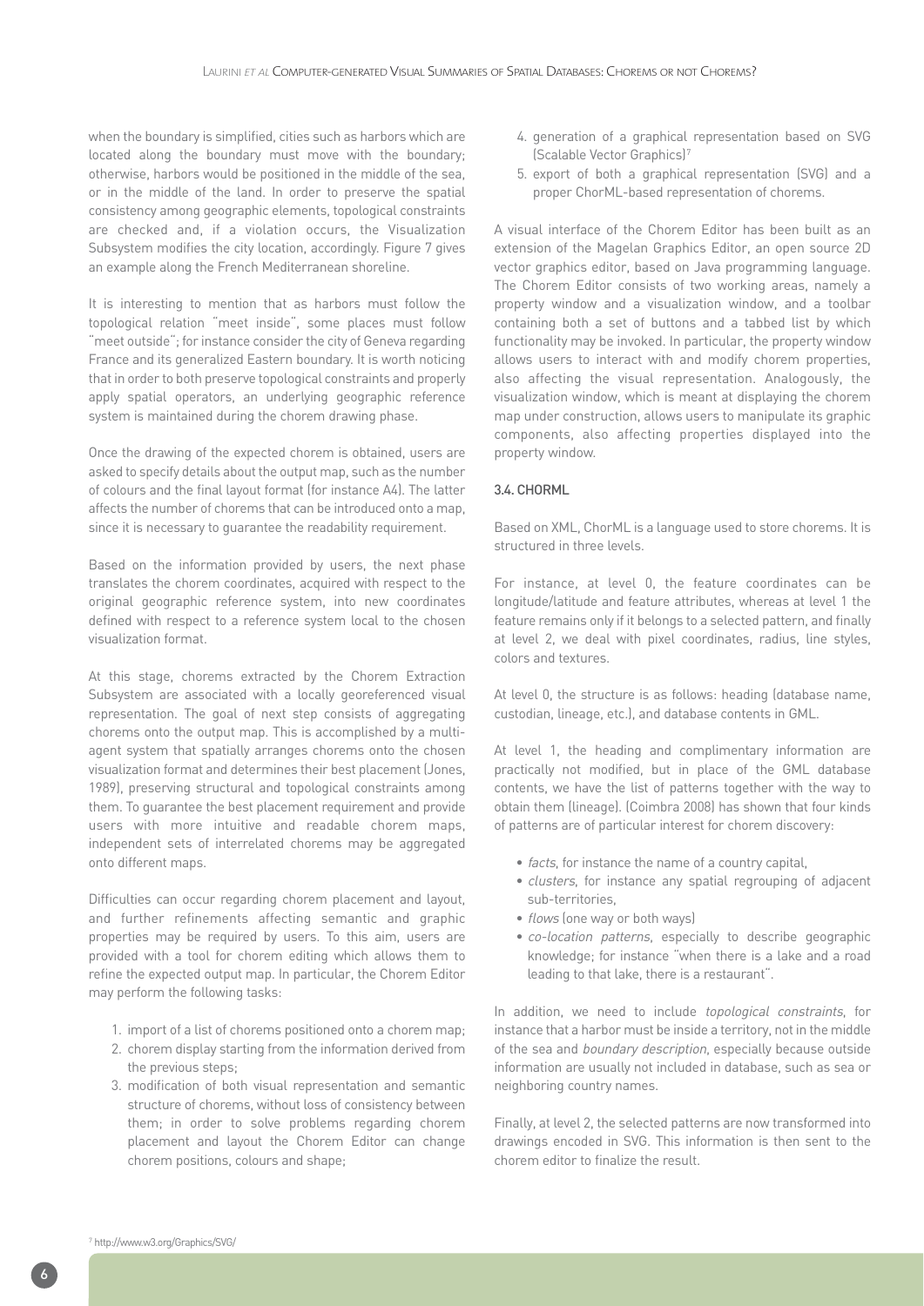when the boundary is simplified, cities such as harbors which are located along the boundary must move with the boundary; otherwise, harbors would be positioned in the middle of the sea, or in the middle of the land. In order to preserve the spatial consistency among geographic elements, topological constraints are checked and, if a violation occurs, the Visualization Subsystem modifies the city location, accordingly. Figure 7 gives an example along the French Mediterranean shoreline.

It is interesting to mention that as harbors must follow the topological relation "meet inside", some places must follow "meet outside"; for instance consider the city of Geneva regarding France and its generalized Eastern boundary. It is worth noticing that in order to both preserve topological constraints and properly apply spatial operators, an underlying geographic reference system is maintained during the chorem drawing phase.

Once the drawing of the expected chorem is obtained, users are asked to specify details about the output map, such as the number of colours and the final layout format (for instance A4). The latter affects the number of chorems that can be introduced onto a map, since it is necessary to guarantee the readability requirement.

Based on the information provided by users, the next phase translates the chorem coordinates, acquired with respect to the original geographic reference system, into new coordinates defined with respect to a reference system local to the chosen visualization format.

At this stage, chorems extracted by the Chorem Extraction Subsystem are associated with a locally georeferenced visual representation. The goal of next step consists of aggregating chorems onto the output map. This is accomplished by a multi-agent system that spatially arranges chorems onto the chosen visualization format and determines their best placement (Jones, 1989), preserving structural and topological constraints among them. To guarantee the best placement requirement and provide users with more intuitive and readable chorem maps, independent sets of interrelated chorems may be aggregated onto different maps.

Difficulties can occur regarding chorem placement and layout, and further refinements affecting semantic and graphic properties may be required by users. To this aim, users are provided with a tool for chorem editing which allows them to refine the expected output map. In particular, the Chorem Editor may perform the following tasks:

1. import of a list of chorems positioned onto a chorem map;
2. chorem display starting from the information derived from the previous steps;
3. modification of both visual representation and semantic structure of chorems, without loss of consistency between them; in order to solve problems regarding chorem placement and layout the Chorem Editor can change chorem positions, colours and shape;
4. generation of a graphical representation based on SVG (Scalable Vector Graphics)[7]
5. export of both a graphical representation (SVG) and a proper ChorML-based representation of chorems.

A visual interface of the Chorem Editor has been built as an extension of the Magelan Graphics Editor, an open source 2D vector graphics editor, based on Java programming language. The Chorem Editor consists of two working areas, namely a property window and a visualization window, and a toolbar containing both a set of buttons and a tabbed list by which functionality may be invoked. In particular, the property window allows users to interact with and modify chorem properties, also affecting the visual representation. Analogously, the visualization window, which is meant at displaying the chorem map under construction, allows users to manipulate its graphic components, also affecting properties displayed into the property window.

### 3.4. CHORML

Based on XML, ChorML is a language used to store chorems. It is structured in three levels.

For instance, at level 0, the feature coordinates can be longitude/latitude and feature attributes, whereas at level 1 the feature remains only if it belongs to a selected pattern, and finally at level 2, we deal with pixel coordinates, radius, line styles, colors and textures.

At level 0, the structure is as follows: heading (database name, custodian, lineage, etc.), and database contents in GML.

At level 1, the heading and complimentary information are practically not modified, but in place of the GML database contents, we have the list of patterns together with the way to obtain them (lineage). (Coimbra 2008) has shown that four kinds of patterns are of particular interest for chorem discovery:

- *facts*, for instance the name of a country capital,
- *clusters*, for instance any spatial regrouping of adjacent sub-territories,
- *flows* (one way or both ways)
- *co-location patterns*, especially to describe geographic knowledge; for instance "when there is a lake and a road leading to that lake, there is a restaurant".

In addition, we need to include *topological constraints*, for instance that a harbor must be inside a territory, not in the middle of the sea and *boundary description*, especially because outside information are usually not included in database, such as sea or neighboring country names.

Finally, at level 2, the selected patterns are now transformed into drawings encoded in SVG. This information is then sent to the chorem editor to finalize the result.

[7] http://www.w3.org/Graphics/SVG/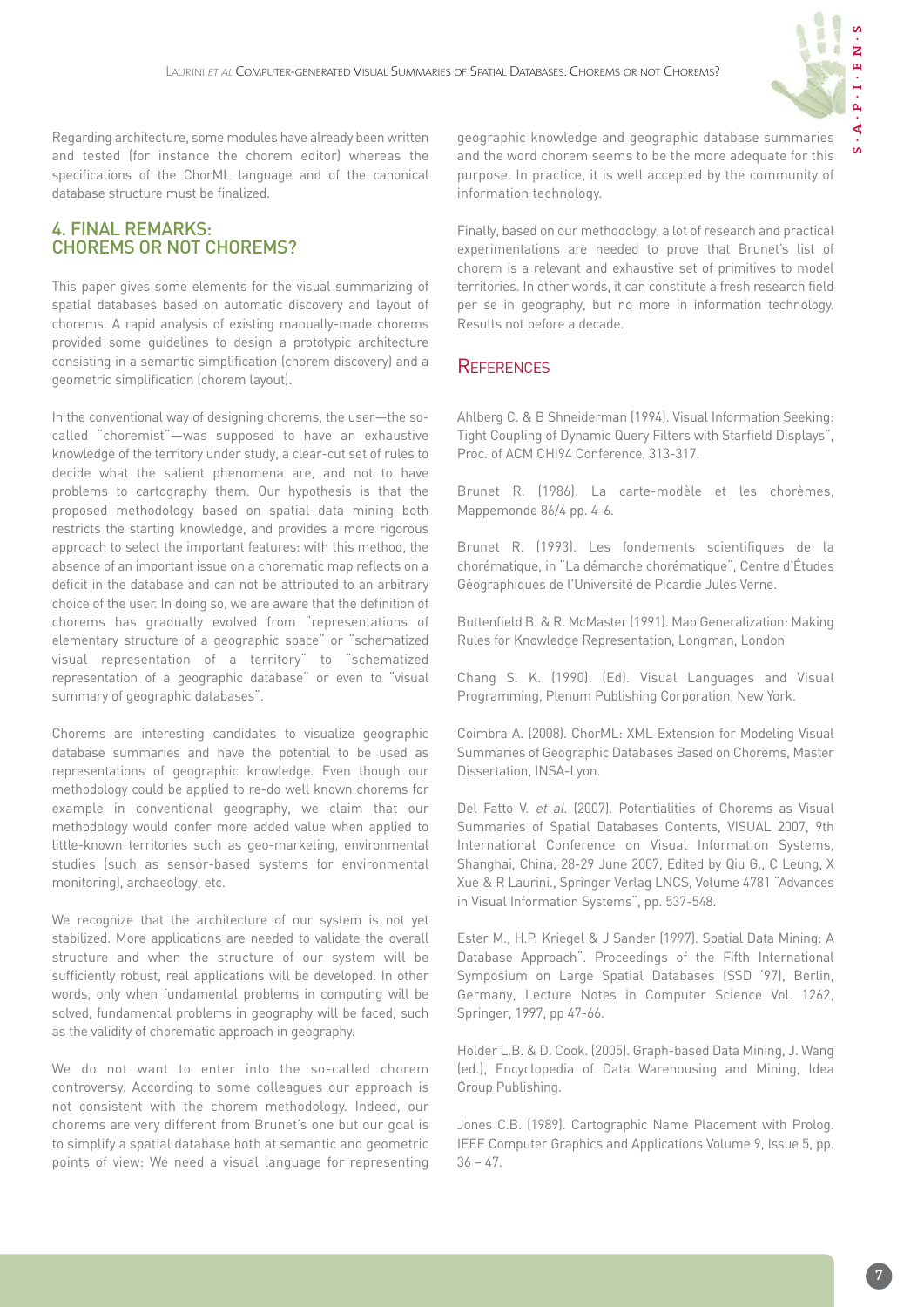Regarding architecture, some modules have already been written and tested (for instance the chorem editor) whereas the specifications of the ChorML language and of the canonical database structure must be finalized.

## 4. FINAL REMARKS: CHOREMS OR NOT CHOREMS?

This paper gives some elements for the visual summarizing of spatial databases based on automatic discovery and layout of chorems. A rapid analysis of existing manually-made chorems provided some guidelines to design a prototypic architecture consisting in a semantic simplification (chorem discovery) and a geometric simplification (chorem layout).

In the conventional way of designing chorems, the user—the so-called "choremist"—was supposed to have an exhaustive knowledge of the territory under study, a clear-cut set of rules to decide what the salient phenomena are, and not to have problems to cartography them. Our hypothesis is that the proposed methodology based on spatial data mining both restricts the starting knowledge, and provides a more rigorous approach to select the important features: with this method, the absence of an important issue on a chorematic map reflects on a deficit in the database and can not be attributed to an arbitrary choice of the user. In doing so, we are aware that the definition of chorems has gradually evolved from "representations of elementary structure of a geographic space" or "schematized visual representation of a territory" to "schematized representation of a geographic database" or even to "visual summary of geographic databases".

Chorems are interesting candidates to visualize geographic database summaries and have the potential to be used as representations of geographic knowledge. Even though our methodology could be applied to re-do well known chorems for example in conventional geography, we claim that our methodology would confer more added value when applied to little-known territories such as geo-marketing, environmental studies (such as sensor-based systems for environmental monitoring), archaeology, etc.

We recognize that the architecture of our system is not yet stabilized. More applications are needed to validate the overall structure and when the structure of our system will be sufficiently robust, real applications will be developed. In other words, only when fundamental problems in computing will be solved, fundamental problems in geography will be faced, such as the validity of chorematic approach in geography.

We do not want to enter into the so-called chorem controversy. According to some colleagues our approach is not consistent with the chorem methodology. Indeed, our chorems are very different from Brunet's one but our goal is to simplify a spatial database both at semantic and geometric points of view: We need a visual language for representing geographic knowledge and geographic database summaries and the word chorem seems to be the more adequate for this purpose. In practice, it is well accepted by the community of information technology.

Finally, based on our methodology, a lot of research and practical experimentations are needed to prove that Brunet's list of chorem is a relevant and exhaustive set of primitives to model territories. In other words, it can constitute a fresh research field per se in geography, but no more in information technology. Results not before a decade.

## REFERENCES

Ahlberg C. & B Shneiderman (1994). Visual Information Seeking: Tight Coupling of Dynamic Query Filters with Starfield Displays", Proc. of ACM CHI94 Conference, 313-317.

Brunet R. (1986). La carte-modèle et les chorèmes, Mappemonde 86/4 pp. 4-6.

Brunet R. (1993). Les fondements scientifiques de la chorématique, in "La démarche chorématique", Centre d'Études Géographiques de l'Université de Picardie Jules Verne.

Buttenfield B. & R. McMaster (1991). Map Generalization: Making Rules for Knowledge Representation, Longman, London

Chang S. K. (1990). (Ed). Visual Languages and Visual Programming, Plenum Publishing Corporation, New York.

Coimbra A. (2008). ChorML: XML Extension for Modeling Visual Summaries of Geographic Databases Based on Chorems, Master Dissertation, INSA-Lyon.

Del Fatto V. *et al.* (2007). Potentialities of Chorems as Visual Summaries of Spatial Databases Contents, VISUAL 2007, 9th International Conference on Visual Information Systems, Shanghai, China, 28-29 June 2007, Edited by Qiu G., C Leung, X Xue & R Laurini., Springer Verlag LNCS, Volume 4781 "Advances in Visual Information Systems", pp. 537-548.

Ester M., H.P. Kriegel & J Sander (1997). Spatial Data Mining: A Database Approach". Proceedings of the Fifth International Symposium on Large Spatial Databases (SSD '97), Berlin, Germany, Lecture Notes in Computer Science Vol. 1262, Springer, 1997, pp 47-66.

Holder L.B. & D. Cook. (2005). Graph-based Data Mining, J. Wang (ed.), Encyclopedia of Data Warehousing and Mining, Idea Group Publishing.

Jones C.B. (1989). Cartographic Name Placement with Prolog. IEEE Computer Graphics and Applications.Volume 9, Issue 5, pp. 36 – 47.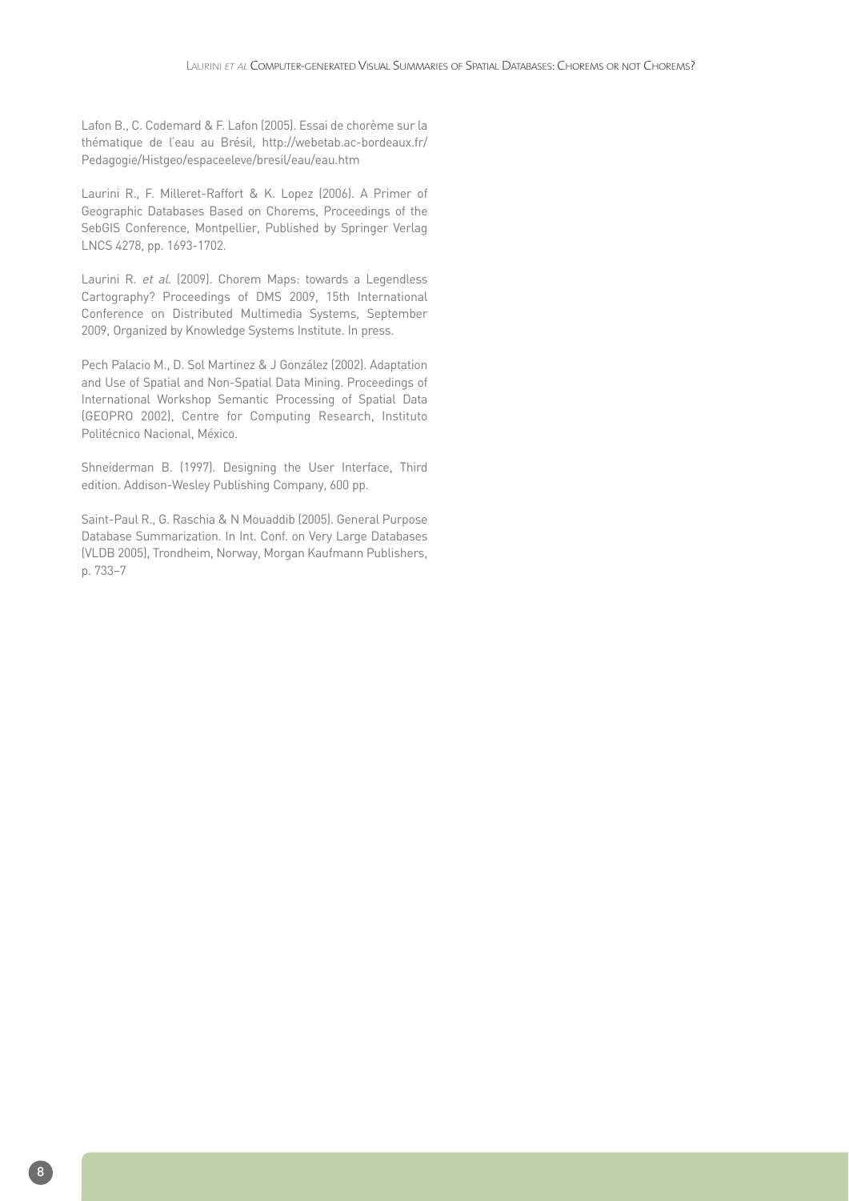Lafon B., C. Codemard & F. Lafon (2005). Essai de chorème sur la thématique de l'eau au Brésil, http://webetab.ac-bordeaux.fr/Pedagogie/Histgeo/espaceeleve/bresil/eau/eau.htm

Laurini R., F. Milleret-Raffort & K. Lopez (2006). A Primer of Geographic Databases Based on Chorems, Proceedings of the SebGIS Conference, Montpellier, Published by Springer Verlag LNCS 4278, pp. 1693-1702.

Laurini R. *et al.* (2009). Chorem Maps: towards a Legendless Cartography? Proceedings of DMS 2009, 15th International Conference on Distributed Multimedia Systems, September 2009, Organized by Knowledge Systems Institute. In press.

Pech Palacio M., D. Sol Martinez & J González (2002). Adaptation and Use of Spatial and Non-Spatial Data Mining. Proceedings of International Workshop Semantic Processing of Spatial Data (GEOPRO 2002), Centre for Computing Research, Instituto Politécnico Nacional, México.

Shneiderman B. (1997). Designing the User Interface, Third edition. Addison-Wesley Publishing Company, 600 pp.

Saint-Paul R., G. Raschia & N Mouaddib (2005). General Purpose Database Summarization. In Int. Conf. on Very Large Databases (VLDB 2005), Trondheim, Norway, Morgan Kaufmann Publishers, p. 733–7